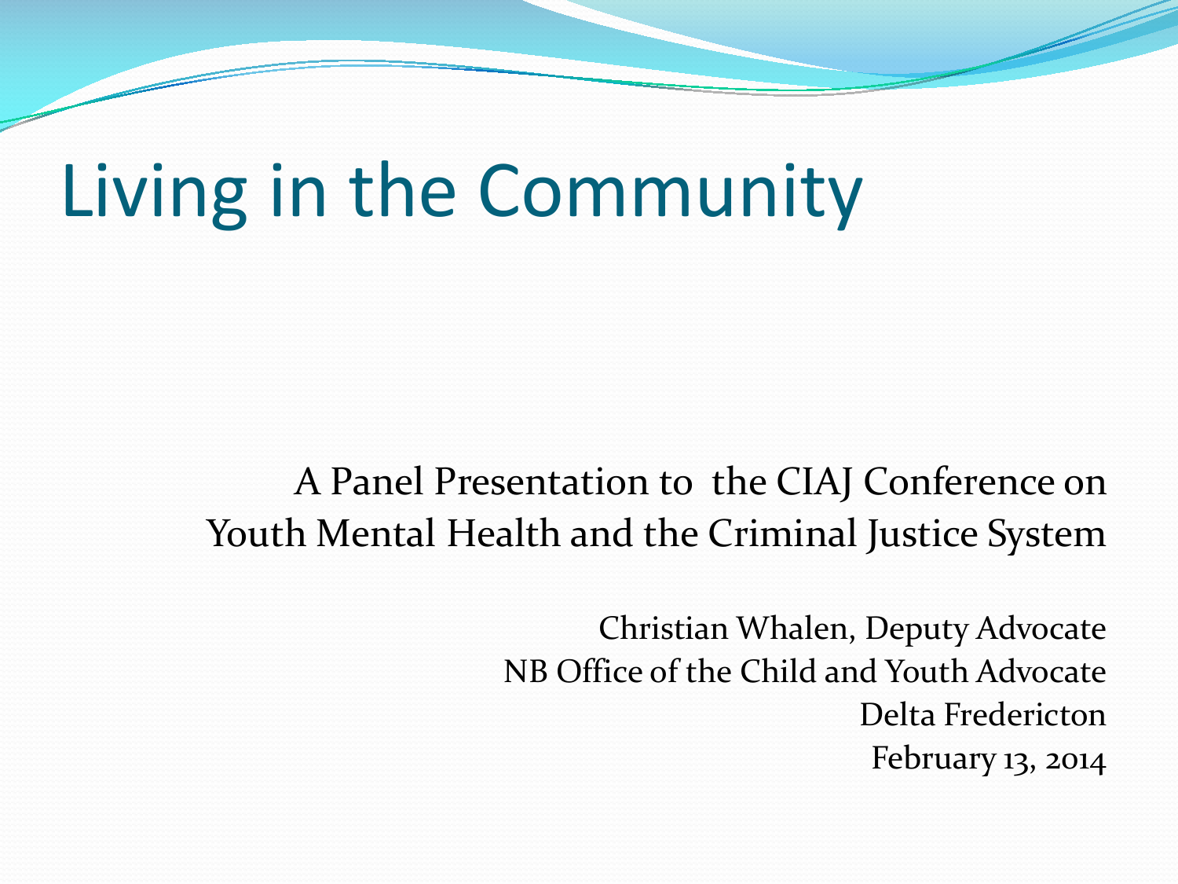# Living in the Community

A Panel Presentation to the CIAJ Conference on Youth Mental Health and the Criminal Justice System

Christian Whalen, Deputy Advocate
NB Office of the Child and Youth Advocate
Delta Fredericton
February 13, 2014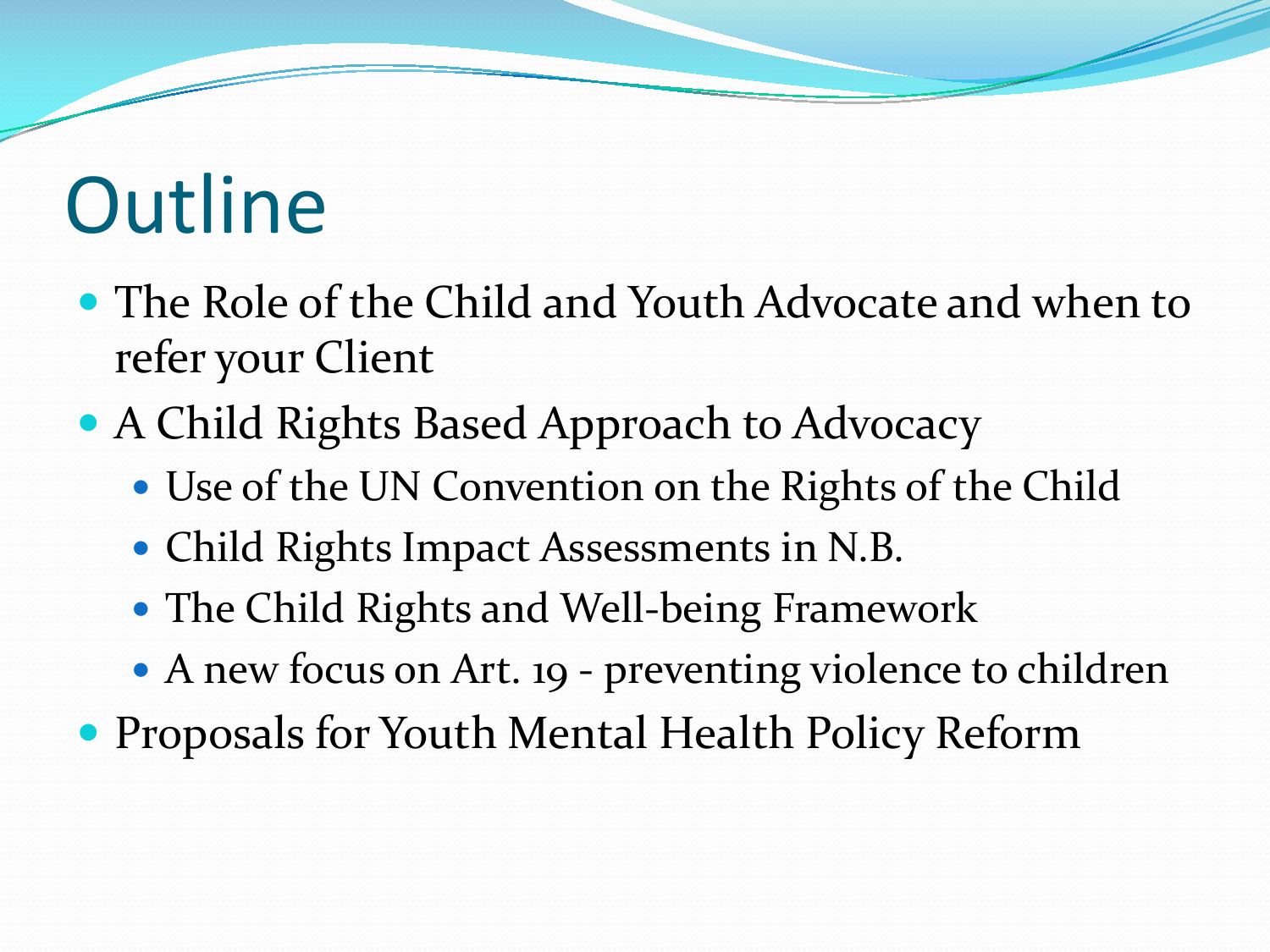# Outline

- The Role of the Child and Youth Advocate and when to refer your Client
- A Child Rights Based Approach to Advocacy
  - Use of the UN Convention on the Rights of the Child
  - Child Rights Impact Assessments in N.B.
  - The Child Rights and Well-being Framework
  - A new focus on Art. 19 - preventing violence to children
- Proposals for Youth Mental Health Policy Reform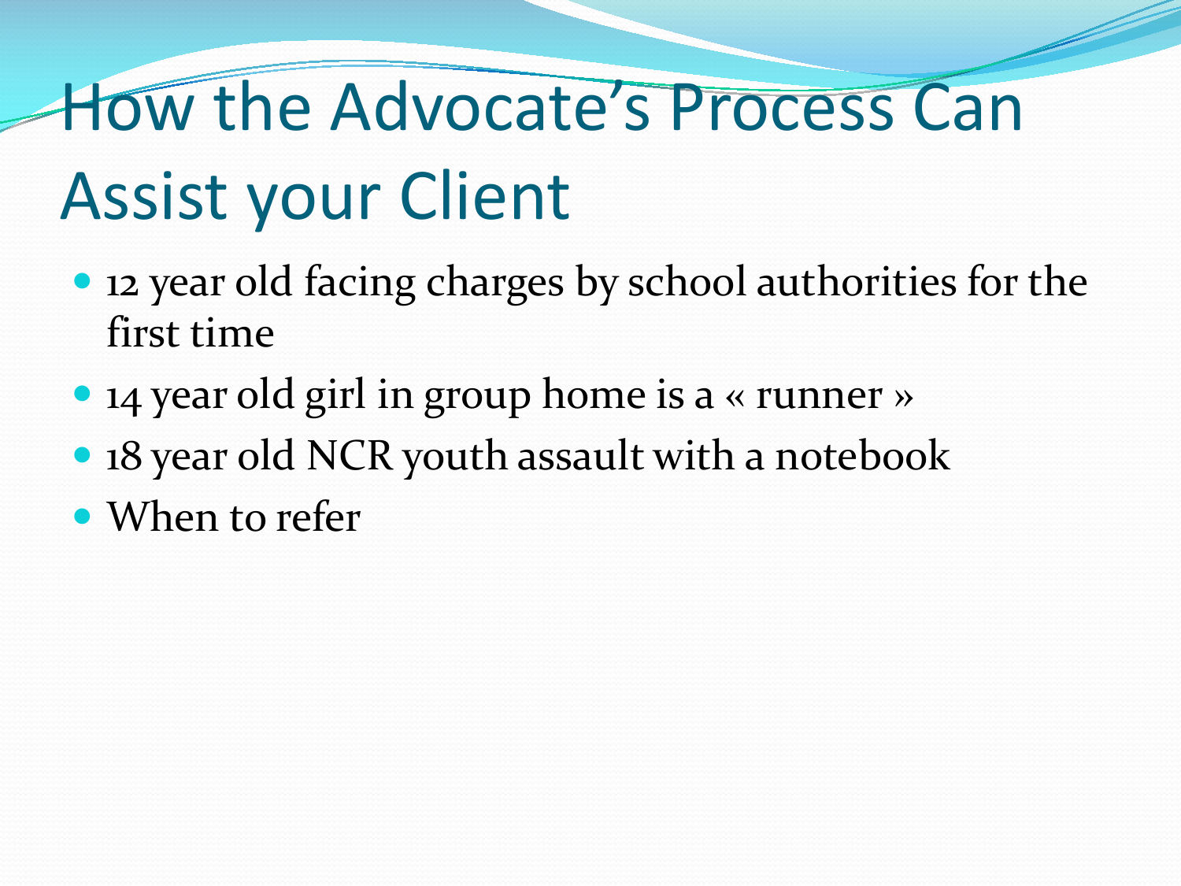# How the Advocate's Process Can Assist your Client

- 12 year old facing charges by school authorities for the first time
- 14 year old girl in group home is a « runner »
- 18 year old NCR youth assault with a notebook
- When to refer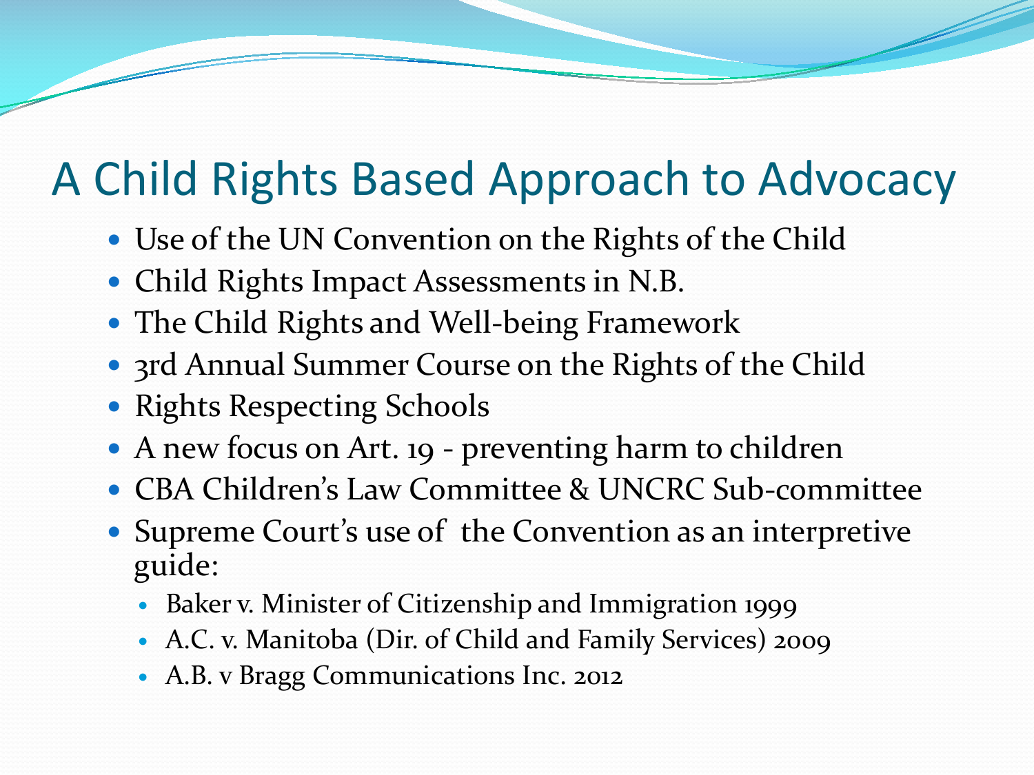# A Child Rights Based Approach to Advocacy

- Use of the UN Convention on the Rights of the Child
- Child Rights Impact Assessments in N.B.
- The Child Rights and Well-being Framework
- 3rd Annual Summer Course on the Rights of the Child
- Rights Respecting Schools
- A new focus on Art. 19 - preventing harm to children
- CBA Children's Law Committee & UNCRC Sub-committee
- Supreme Court's use of the Convention as an interpretive guide:
  - Baker v. Minister of Citizenship and Immigration 1999
  - A.C. v. Manitoba (Dir. of Child and Family Services) 2009
  - A.B. v Bragg Communications Inc. 2012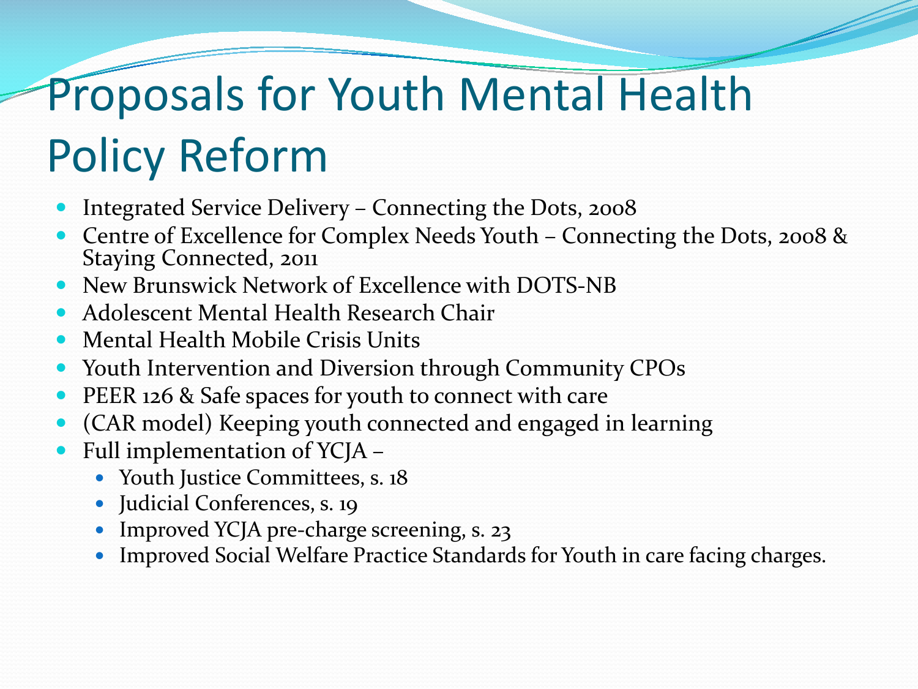# Proposals for Youth Mental Health Policy Reform

- Integrated Service Delivery – Connecting the Dots, 2008
- Centre of Excellence for Complex Needs Youth – Connecting the Dots, 2008 & Staying Connected, 2011
- New Brunswick Network of Excellence with DOTS-NB
- Adolescent Mental Health Research Chair
- Mental Health Mobile Crisis Units
- Youth Intervention and Diversion through Community CPOs
- PEER 126 & Safe spaces for youth to connect with care
- (CAR model) Keeping youth connected and engaged in learning
- Full implementation of YCJA –
  - Youth Justice Committees, s. 18
  - Judicial Conferences, s. 19
  - Improved YCJA pre-charge screening, s. 23
  - Improved Social Welfare Practice Standards for Youth in care facing charges.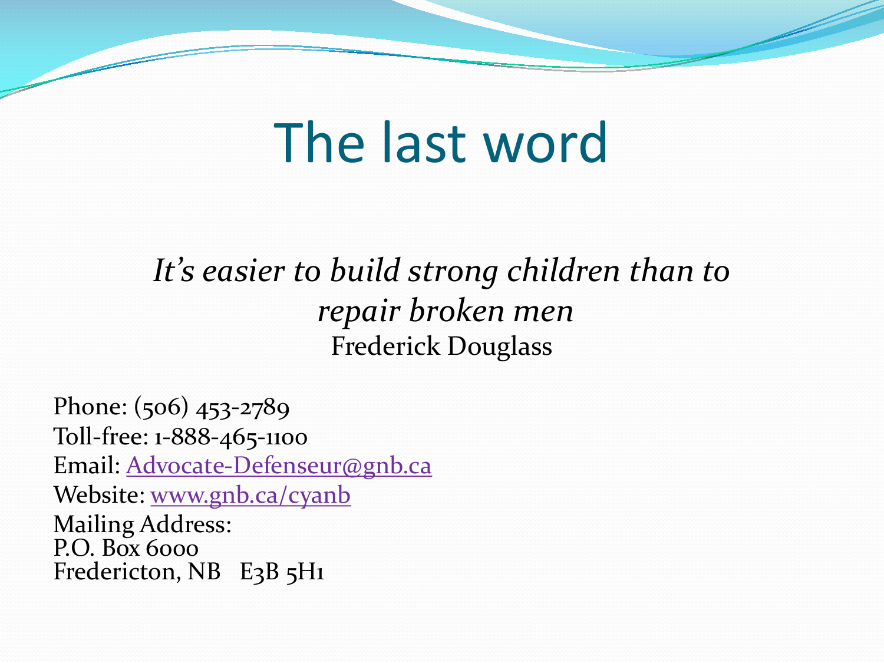# The last word

*It's easier to build strong children than to repair broken men*

Frederick Douglass

Phone: (506) 453-2789
Toll-free: 1-888-465-1100
Email: Advocate-Defenseur@gnb.ca
Website: www.gnb.ca/cyanb
Mailing Address:
P.O. Box 6000
Fredericton, NB E3B 5H1